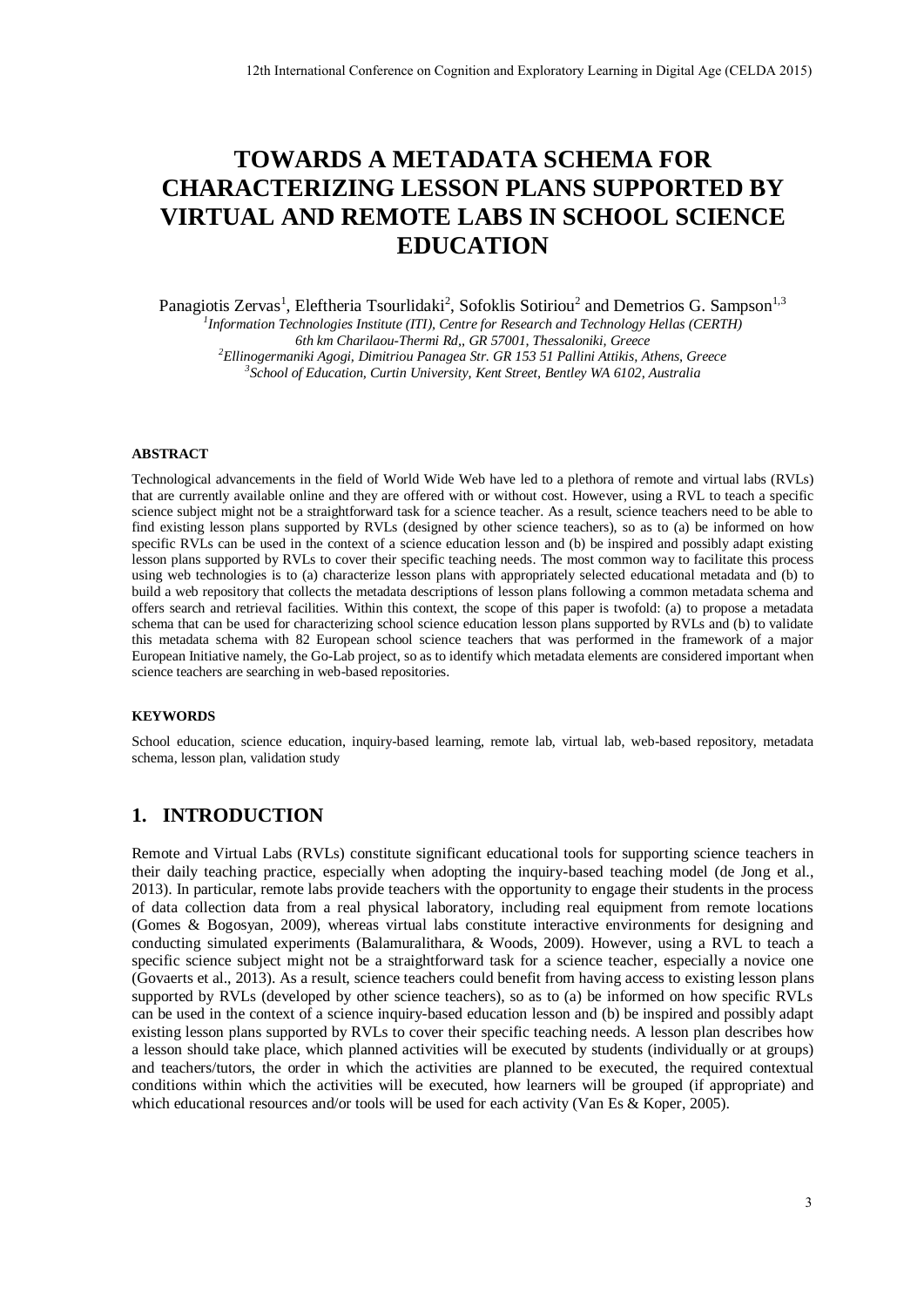# TOWARDS A METADATA SCHEMA FOR CHARACTERIZING LESSON PLANS SUPPORTED BY VIRTUAL AND REMOTE LABS IN SCHOOL SCIENCE EDUCATION

Panagiotis Zervas[1], Eleftheria Tsourlidaki[2], Sofoklis Sotiriou[2] and Demetrios G. Sampson[1,3]

[1]*Information Technologies Institute (ITI), Centre for Research and Technology Hellas (CERTH)*
*6th km Charilaou-Thermi Rd,, GR 57001, Thessaloniki, Greece*
[2]*Ellinogermaniki Agogi, Dimitriou Panagea Str. GR 153 51 Pallini Attikis, Athens, Greece*
[3]*School of Education, Curtin University, Kent Street, Bentley WA 6102, Australia*

#### ABSTRACT

Technological advancements in the field of World Wide Web have led to a plethora of remote and virtual labs (RVLs) that are currently available online and they are offered with or without cost. However, using a RVL to teach a specific science subject might not be a straightforward task for a science teacher. As a result, science teachers need to be able to find existing lesson plans supported by RVLs (designed by other science teachers), so as to (a) be informed on how specific RVLs can be used in the context of a science education lesson and (b) be inspired and possibly adapt existing lesson plans supported by RVLs to cover their specific teaching needs. The most common way to facilitate this process using web technologies is to (a) characterize lesson plans with appropriately selected educational metadata and (b) to build a web repository that collects the metadata descriptions of lesson plans following a common metadata schema and offers search and retrieval facilities. Within this context, the scope of this paper is twofold: (a) to propose a metadata schema that can be used for characterizing school science education lesson plans supported by RVLs and (b) to validate this metadata schema with 82 European school science teachers that was performed in the framework of a major European Initiative namely, the Go-Lab project, so as to identify which metadata elements are considered important when science teachers are searching in web-based repositories.

#### KEYWORDS

School education, science education, inquiry-based learning, remote lab, virtual lab, web-based repository, metadata schema, lesson plan, validation study

## 1. INTRODUCTION

Remote and Virtual Labs (RVLs) constitute significant educational tools for supporting science teachers in their daily teaching practice, especially when adopting the inquiry-based teaching model (de Jong et al., 2013). In particular, remote labs provide teachers with the opportunity to engage their students in the process of data collection data from a real physical laboratory, including real equipment from remote locations (Gomes & Bogosyan, 2009), whereas virtual labs constitute interactive environments for designing and conducting simulated experiments (Balamuralithara, & Woods, 2009). However, using a RVL to teach a specific science subject might not be a straightforward task for a science teacher, especially a novice one (Govaerts et al., 2013). As a result, science teachers could benefit from having access to existing lesson plans supported by RVLs (developed by other science teachers), so as to (a) be informed on how specific RVLs can be used in the context of a science inquiry-based education lesson and (b) be inspired and possibly adapt existing lesson plans supported by RVLs to cover their specific teaching needs. A lesson plan describes how a lesson should take place, which planned activities will be executed by students (individually or at groups) and teachers/tutors, the order in which the activities are planned to be executed, the required contextual conditions within which the activities will be executed, how learners will be grouped (if appropriate) and which educational resources and/or tools will be used for each activity (Van Es & Koper, 2005).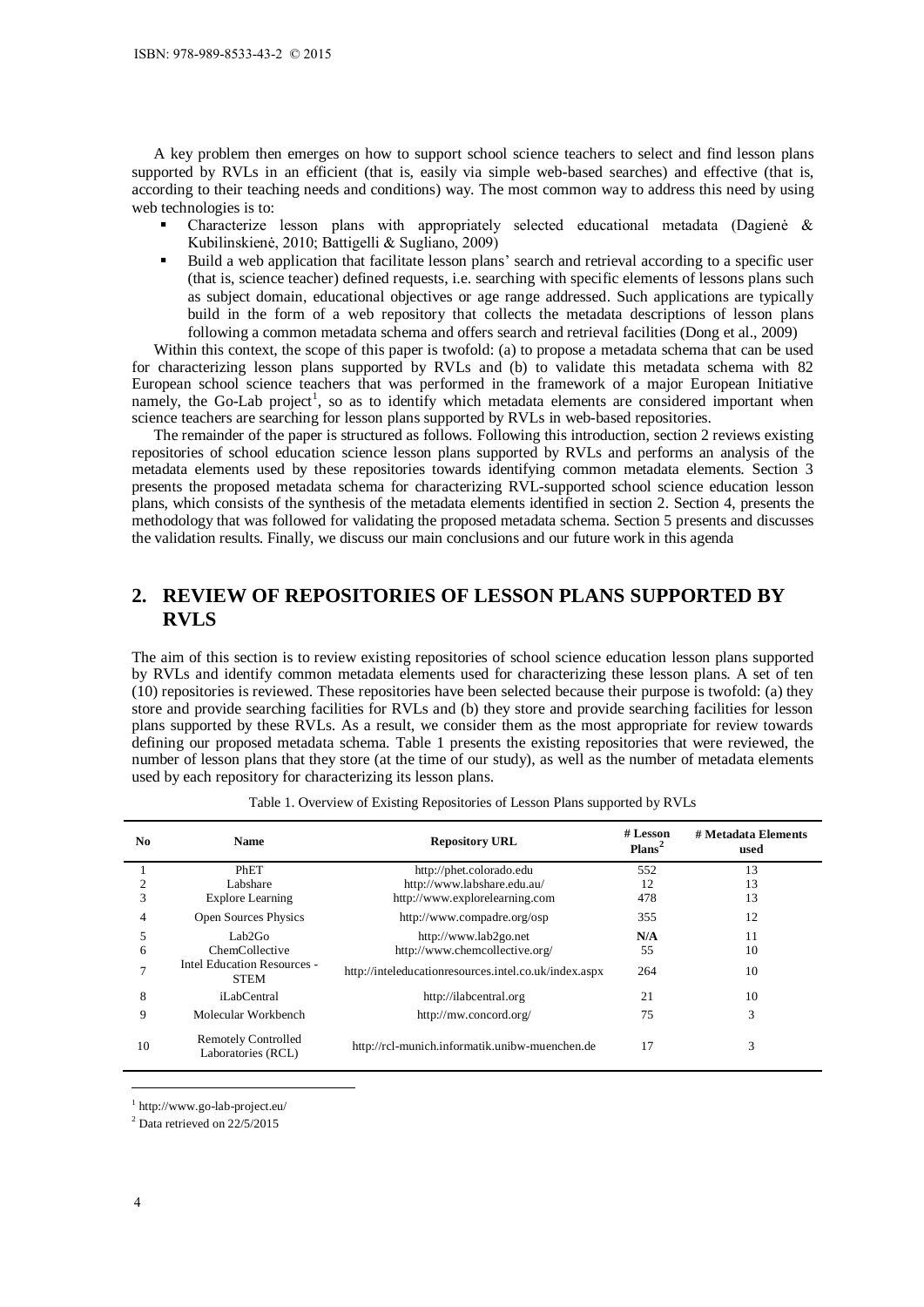A key problem then emerges on how to support school science teachers to select and find lesson plans supported by RVLs in an efficient (that is, easily via simple web-based searches) and effective (that is, according to their teaching needs and conditions) way. The most common way to address this need by using web technologies is to:

- Characterize lesson plans with appropriately selected educational metadata (Dagienė & Kubilinskienė, 2010; Battigelli & Sugliano, 2009)
- Build a web application that facilitate lesson plans' search and retrieval according to a specific user (that is, science teacher) defined requests, i.e. searching with specific elements of lessons plans such as subject domain, educational objectives or age range addressed. Such applications are typically build in the form of a web repository that collects the metadata descriptions of lesson plans following a common metadata schema and offers search and retrieval facilities (Dong et al., 2009)

Within this context, the scope of this paper is twofold: (a) to propose a metadata schema that can be used for characterizing lesson plans supported by RVLs and (b) to validate this metadata schema with 82 European school science teachers that was performed in the framework of a major European Initiative namely, the Go-Lab project[1], so as to identify which metadata elements are considered important when science teachers are searching for lesson plans supported by RVLs in web-based repositories.

The remainder of the paper is structured as follows. Following this introduction, section 2 reviews existing repositories of school education science lesson plans supported by RVLs and performs an analysis of the metadata elements used by these repositories towards identifying common metadata elements. Section 3 presents the proposed metadata schema for characterizing RVL-supported school science education lesson plans, which consists of the synthesis of the metadata elements identified in section 2. Section 4, presents the methodology that was followed for validating the proposed metadata schema. Section 5 presents and discusses the validation results. Finally, we discuss our main conclusions and our future work in this agenda

## 2. REVIEW OF REPOSITORIES OF LESSON PLANS SUPPORTED BY RVLS

The aim of this section is to review existing repositories of school science education lesson plans supported by RVLs and identify common metadata elements used for characterizing these lesson plans. A set of ten (10) repositories is reviewed. These repositories have been selected because their purpose is twofold: (a) they store and provide searching facilities for RVLs and (b) they store and provide searching facilities for lesson plans supported by these RVLs. As a result, we consider them as the most appropriate for review towards defining our proposed metadata schema. Table 1 presents the existing repositories that were reviewed, the number of lesson plans that they store (at the time of our study), as well as the number of metadata elements used by each repository for characterizing its lesson plans.

Table 1. Overview of Existing Repositories of Lesson Plans supported by RVLs

| No | Name | Repository URL | # Lesson Plans[2] | # Metadata Elements used |
|---|---|---|---|---|
| 1 | PhET | http://phet.colorado.edu | 552 | 13 |
| 2 | Labshare | http://www.labshare.edu.au/ | 12 | 13 |
| 3 | Explore Learning | http://www.explorelearning.com | 478 | 13 |
| 4 | Open Sources Physics | http://www.compadre.org/osp | 355 | 12 |
| 5 | Lab2Go | http://www.lab2go.net | **N/A** | 11 |
| 6 | ChemCollective | http://www.chemcollective.org/ | 55 | 10 |
| 7 | Intel Education Resources - STEM | http://inteleducationresources.intel.co.uk/index.aspx | 264 | 10 |
| 8 | iLabCentral | http://ilabcentral.org | 21 | 10 |
| 9 | Molecular Workbench | http://mw.concord.org/ | 75 | 3 |
| 10 | Remotely Controlled Laboratories (RCL) | http://rcl-munich.informatik.unibw-muenchen.de | 17 | 3 |

[1] http://www.go-lab-project.eu/

[2] Data retrieved on 22/5/2015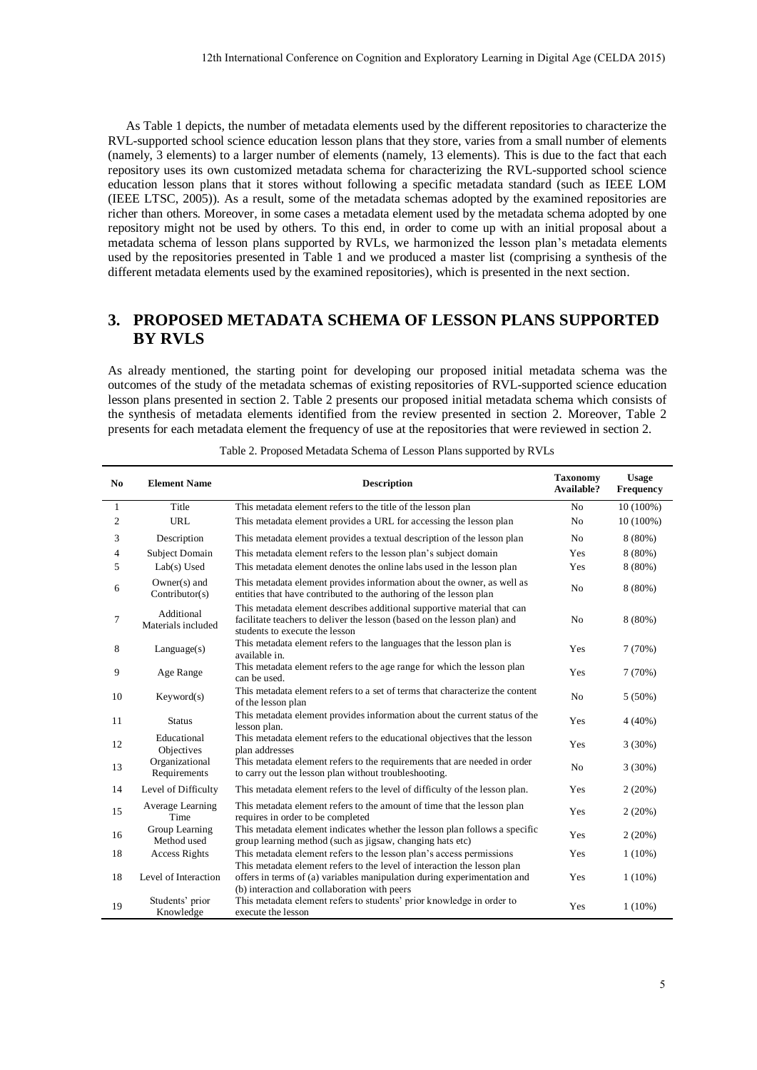As Table 1 depicts, the number of metadata elements used by the different repositories to characterize the RVL-supported school science education lesson plans that they store, varies from a small number of elements (namely, 3 elements) to a larger number of elements (namely, 13 elements). This is due to the fact that each repository uses its own customized metadata schema for characterizing the RVL-supported school science education lesson plans that it stores without following a specific metadata standard (such as IEEE LOM (IEEE LTSC, 2005)). As a result, some of the metadata schemas adopted by the examined repositories are richer than others. Moreover, in some cases a metadata element used by the metadata schema adopted by one repository might not be used by others. To this end, in order to come up with an initial proposal about a metadata schema of lesson plans supported by RVLs, we harmonized the lesson plan's metadata elements used by the repositories presented in Table 1 and we produced a master list (comprising a synthesis of the different metadata elements used by the examined repositories), which is presented in the next section.

## 3. PROPOSED METADATA SCHEMA OF LESSON PLANS SUPPORTED BY RVLS

As already mentioned, the starting point for developing our proposed initial metadata schema was the outcomes of the study of the metadata schemas of existing repositories of RVL-supported science education lesson plans presented in section 2. Table 2 presents our proposed initial metadata schema which consists of the synthesis of metadata elements identified from the review presented in section 2. Moreover, Table 2 presents for each metadata element the frequency of use at the repositories that were reviewed in section 2.

Table 2. Proposed Metadata Schema of Lesson Plans supported by RVLs

| No | Element Name | Description | Taxonomy Available? | Usage Frequency |
|---|---|---|---|---|
| 1 | Title | This metadata element refers to the title of the lesson plan | No | 10 (100%) |
| 2 | URL | This metadata element provides a URL for accessing the lesson plan | No | 10 (100%) |
| 3 | Description | This metadata element provides a textual description of the lesson plan | No | 8 (80%) |
| 4 | Subject Domain | This metadata element refers to the lesson plan's subject domain | Yes | 8 (80%) |
| 5 | Lab(s) Used | This metadata element denotes the online labs used in the lesson plan | Yes | 8 (80%) |
| 6 | Owner(s) and Contributor(s) | This metadata element provides information about the owner, as well as entities that have contributed to the authoring of the lesson plan | No | 8 (80%) |
| 7 | Additional Materials included | This metadata element describes additional supportive material that can facilitate teachers to deliver the lesson (based on the lesson plan) and students to execute the lesson | No | 8 (80%) |
| 8 | Language(s) | This metadata element refers to the languages that the lesson plan is available in. | Yes | 7 (70%) |
| 9 | Age Range | This metadata element refers to the age range for which the lesson plan can be used. | Yes | 7 (70%) |
| 10 | Keyword(s) | This metadata element refers to a set of terms that characterize the content of the lesson plan | No | 5 (50%) |
| 11 | Status | This metadata element provides information about the current status of the lesson plan. | Yes | 4 (40%) |
| 12 | Educational Objectives | This metadata element refers to the educational objectives that the lesson plan addresses | Yes | 3 (30%) |
| 13 | Organizational Requirements | This metadata element refers to the requirements that are needed in order to carry out the lesson plan without troubleshooting. | No | 3 (30%) |
| 14 | Level of Difficulty | This metadata element refers to the level of difficulty of the lesson plan. | Yes | 2 (20%) |
| 15 | Average Learning Time | This metadata element refers to the amount of time that the lesson plan requires in order to be completed | Yes | 2 (20%) |
| 16 | Group Learning Method used | This metadata element indicates whether the lesson plan follows a specific group learning method (such as jigsaw, changing hats etc) | Yes | 2 (20%) |
| 18 | Access Rights | This metadata element refers to the lesson plan's access permissions | Yes | 1 (10%) |
| 18 | Level of Interaction | This metadata element refers to the level of interaction the lesson plan offers in terms of (a) variables manipulation during experimentation and (b) interaction and collaboration with peers | Yes | 1 (10%) |
| 19 | Students' prior Knowledge | This metadata element refers to students' prior knowledge in order to execute the lesson | Yes | 1 (10%) |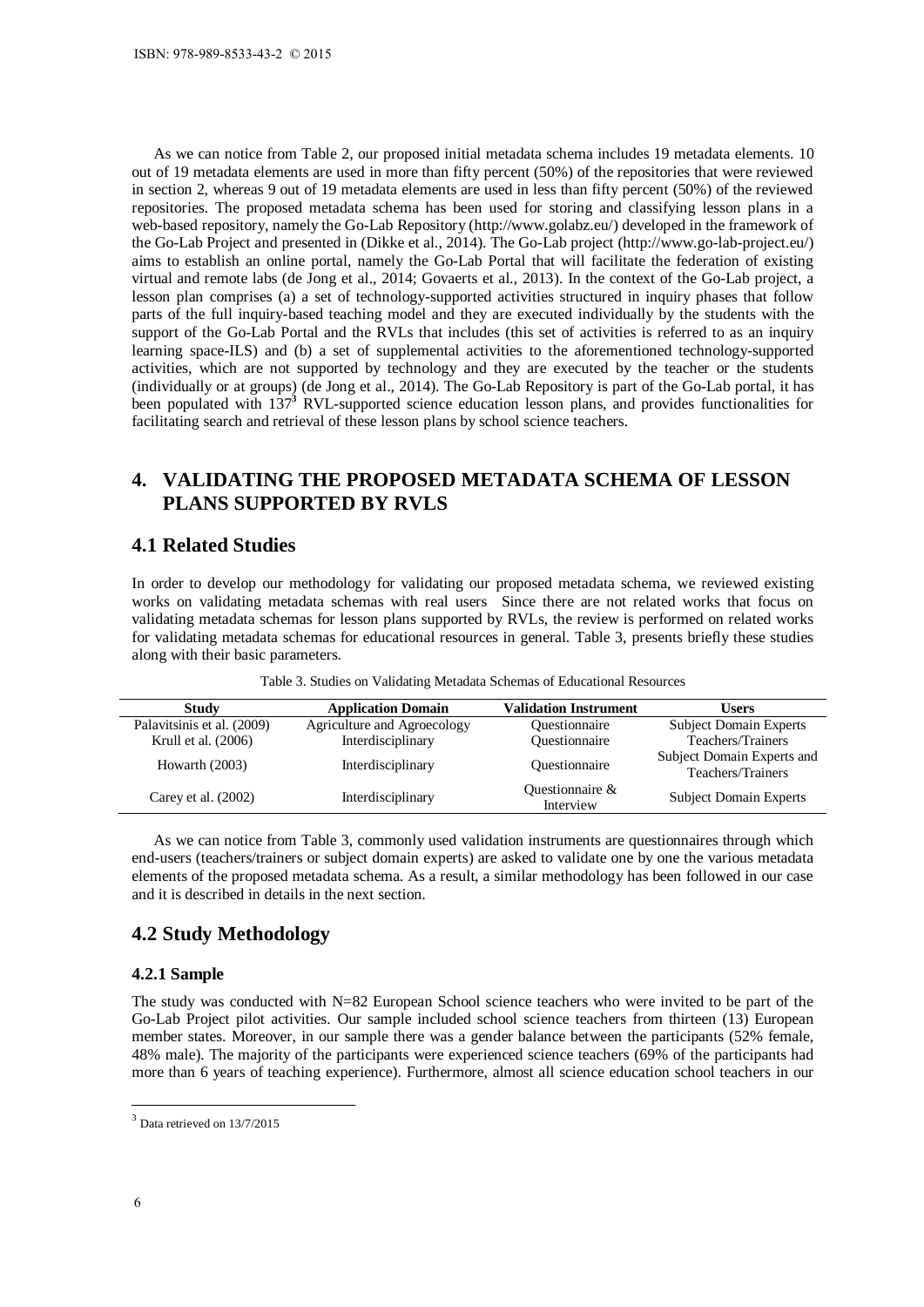As we can notice from Table 2, our proposed initial metadata schema includes 19 metadata elements. 10 out of 19 metadata elements are used in more than fifty percent (50%) of the repositories that were reviewed in section 2, whereas 9 out of 19 metadata elements are used in less than fifty percent (50%) of the reviewed repositories. The proposed metadata schema has been used for storing and classifying lesson plans in a web-based repository, namely the Go-Lab Repository (http://www.golabz.eu/) developed in the framework of the Go-Lab Project and presented in (Dikke et al., 2014). The Go-Lab project (http://www.go-lab-project.eu/) aims to establish an online portal, namely the Go-Lab Portal that will facilitate the federation of existing virtual and remote labs (de Jong et al., 2014; Govaerts et al., 2013). In the context of the Go-Lab project, a lesson plan comprises (a) a set of technology-supported activities structured in inquiry phases that follow parts of the full inquiry-based teaching model and they are executed individually by the students with the support of the Go-Lab Portal and the RVLs that includes (this set of activities is referred to as an inquiry learning space-ILS) and (b) a set of supplemental activities to the aforementioned technology-supported activities, which are not supported by technology and they are executed by the teacher or the students (individually or at groups) (de Jong et al., 2014). The Go-Lab Repository is part of the Go-Lab portal, it has been populated with 137[3] RVL-supported science education lesson plans, and provides functionalities for facilitating search and retrieval of these lesson plans by school science teachers.

## 4. VALIDATING THE PROPOSED METADATA SCHEMA OF LESSON PLANS SUPPORTED BY RVLS

### 4.1 Related Studies

In order to develop our methodology for validating our proposed metadata schema, we reviewed existing works on validating metadata schemas with real users Since there are not related works that focus on validating metadata schemas for lesson plans supported by RVLs, the review is performed on related works for validating metadata schemas for educational resources in general. Table 3, presents briefly these studies along with their basic parameters.

Table 3. Studies on Validating Metadata Schemas of Educational Resources

| Study | Application Domain | Validation Instrument | Users |
|---|---|---|---|
| Palavitsinis et al. (2009) | Agriculture and Agroecology | Questionnaire | Subject Domain Experts |
| Krull et al. (2006) | Interdisciplinary | Questionnaire | Teachers/Trainers |
| Howarth (2003) | Interdisciplinary | Questionnaire | Subject Domain Experts and Teachers/Trainers |
| Carey et al. (2002) | Interdisciplinary | Questionnaire & Interview | Subject Domain Experts |

As we can notice from Table 3, commonly used validation instruments are questionnaires through which end-users (teachers/trainers or subject domain experts) are asked to validate one by one the various metadata elements of the proposed metadata schema. As a result, a similar methodology has been followed in our case and it is described in details in the next section.

### 4.2 Study Methodology

#### 4.2.1 Sample

The study was conducted with N=82 European School science teachers who were invited to be part of the Go-Lab Project pilot activities. Our sample included school science teachers from thirteen (13) European member states. Moreover, in our sample there was a gender balance between the participants (52% female, 48% male). The majority of the participants were experienced science teachers (69% of the participants had more than 6 years of teaching experience). Furthermore, almost all science education school teachers in our

[3] Data retrieved on 13/7/2015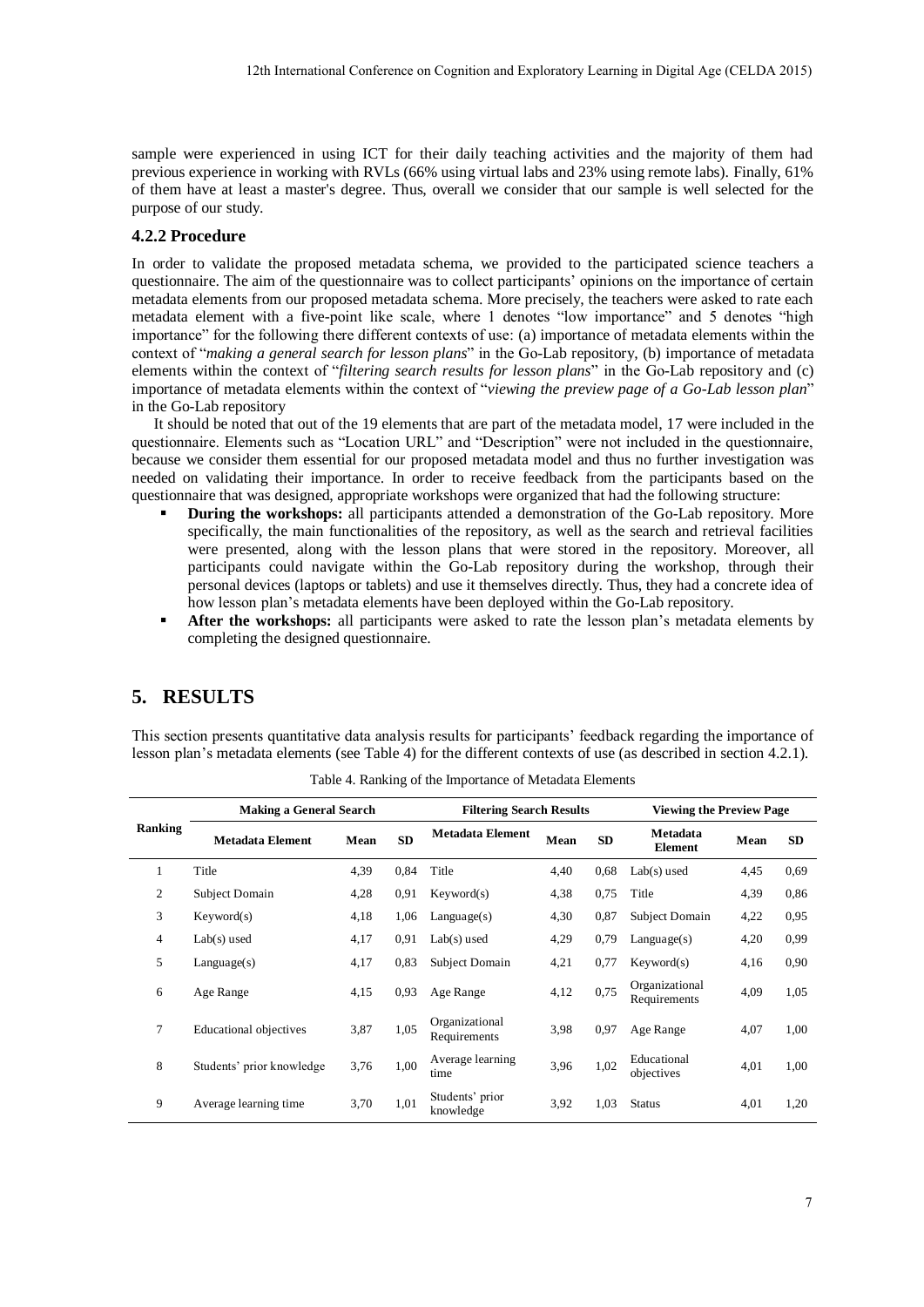sample were experienced in using ICT for their daily teaching activities and the majority of them had previous experience in working with RVLs (66% using virtual labs and 23% using remote labs). Finally, 61% of them have at least a master's degree. Thus, overall we consider that our sample is well selected for the purpose of our study.

### 4.2.2 Procedure

In order to validate the proposed metadata schema, we provided to the participated science teachers a questionnaire. The aim of the questionnaire was to collect participants' opinions on the importance of certain metadata elements from our proposed metadata schema. More precisely, the teachers were asked to rate each metadata element with a five-point like scale, where 1 denotes "low importance" and 5 denotes "high importance" for the following there different contexts of use: (a) importance of metadata elements within the context of "*making a general search for lesson plans*" in the Go-Lab repository, (b) importance of metadata elements within the context of "*filtering search results for lesson plans*" in the Go-Lab repository and (c) importance of metadata elements within the context of "*viewing the preview page of a Go-Lab lesson plan*" in the Go-Lab repository

It should be noted that out of the 19 elements that are part of the metadata model, 17 were included in the questionnaire. Elements such as "Location URL" and "Description" were not included in the questionnaire, because we consider them essential for our proposed metadata model and thus no further investigation was needed on validating their importance. In order to receive feedback from the participants based on the questionnaire that was designed, appropriate workshops were organized that had the following structure:

- **During the workshops:** all participants attended a demonstration of the Go-Lab repository. More specifically, the main functionalities of the repository, as well as the search and retrieval facilities were presented, along with the lesson plans that were stored in the repository. Moreover, all participants could navigate within the Go-Lab repository during the workshop, through their personal devices (laptops or tablets) and use it themselves directly. Thus, they had a concrete idea of how lesson plan's metadata elements have been deployed within the Go-Lab repository.
- **After the workshops:** all participants were asked to rate the lesson plan's metadata elements by completing the designed questionnaire.

## 5. RESULTS

This section presents quantitative data analysis results for participants' feedback regarding the importance of lesson plan's metadata elements (see Table 4) for the different contexts of use (as described in section 4.2.1).

Table 4. Ranking of the Importance of Metadata Elements

| Ranking | Making a General Search | | | Filtering Search Results | | | Viewing the Preview Page | | |
|---|---|---|---|---|---|---|---|---|---|
| | Metadata Element | Mean | SD | Metadata Element | Mean | SD | Metadata Element | Mean | SD |
| 1 | Title | 4,39 | 0,84 | Title | 4,40 | 0,68 | Lab(s) used | 4,45 | 0,69 |
| 2 | Subject Domain | 4,28 | 0,91 | Keyword(s) | 4,38 | 0,75 | Title | 4,39 | 0,86 |
| 3 | Keyword(s) | 4,18 | 1,06 | Language(s) | 4,30 | 0,87 | Subject Domain | 4,22 | 0,95 |
| 4 | Lab(s) used | 4,17 | 0,91 | Lab(s) used | 4,29 | 0,79 | Language(s) | 4,20 | 0,99 |
| 5 | Language(s) | 4,17 | 0,83 | Subject Domain | 4,21 | 0,77 | Keyword(s) | 4,16 | 0,90 |
| 6 | Age Range | 4,15 | 0,93 | Age Range | 4,12 | 0,75 | Organizational Requirements | 4,09 | 1,05 |
| 7 | Educational objectives | 3,87 | 1,05 | Organizational Requirements | 3,98 | 0,97 | Age Range | 4,07 | 1,00 |
| 8 | Students' prior knowledge | 3,76 | 1,00 | Average learning time | 3,96 | 1,02 | Educational objectives | 4,01 | 1,00 |
| 9 | Average learning time | 3,70 | 1,01 | Students' prior knowledge | 3,92 | 1,03 | Status | 4,01 | 1,20 |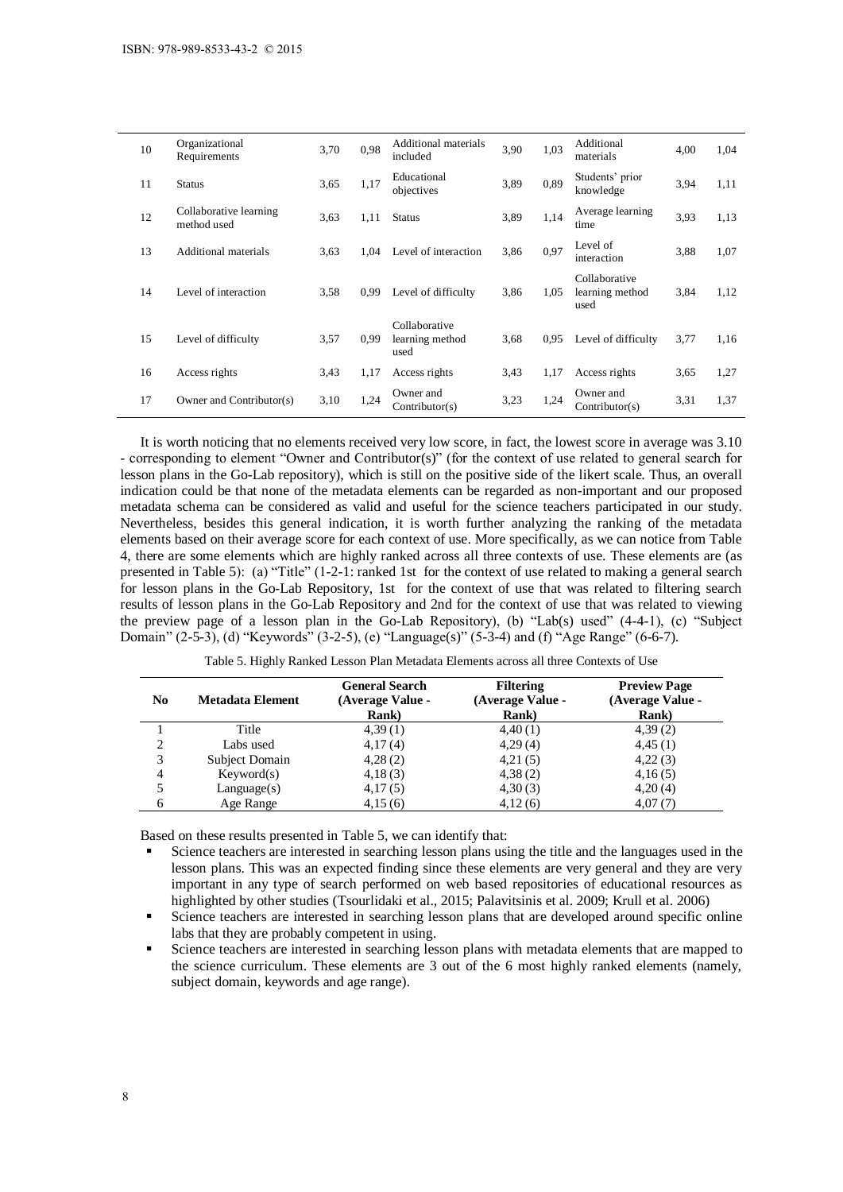| 10 | Organizational Requirements | 3,70 | 0,98 | Additional materials included | 3,90 | 1,03 | Additional materials | 4,00 | 1,04 |
|---|---|---|---|---|---|---|---|---|---|
| 11 | Status | 3,65 | 1,17 | Educational objectives | 3,89 | 0,89 | Students' prior knowledge | 3,94 | 1,11 |
| 12 | Collaborative learning method used | 3,63 | 1,11 | Status | 3,89 | 1,14 | Average learning time | 3,93 | 1,13 |
| 13 | Additional materials | 3,63 | 1,04 | Level of interaction | 3,86 | 0,97 | Level of interaction | 3,88 | 1,07 |
| 14 | Level of interaction | 3,58 | 0,99 | Level of difficulty | 3,86 | 1,05 | Collaborative learning method used | 3,84 | 1,12 |
| 15 | Level of difficulty | 3,57 | 0,99 | Collaborative learning method used | 3,68 | 0,95 | Level of difficulty | 3,77 | 1,16 |
| 16 | Access rights | 3,43 | 1,17 | Access rights | 3,43 | 1,17 | Access rights | 3,65 | 1,27 |
| 17 | Owner and Contributor(s) | 3,10 | 1,24 | Owner and Contributor(s) | 3,23 | 1,24 | Owner and Contributor(s) | 3,31 | 1,37 |

It is worth noticing that no elements received very low score, in fact, the lowest score in average was 3.10 - corresponding to element "Owner and Contributor(s)" (for the context of use related to general search for lesson plans in the Go-Lab repository), which is still on the positive side of the likert scale. Thus, an overall indication could be that none of the metadata elements can be regarded as non-important and our proposed metadata schema can be considered as valid and useful for the science teachers participated in our study. Nevertheless, besides this general indication, it is worth further analyzing the ranking of the metadata elements based on their average score for each context of use. More specifically, as we can notice from Table 4, there are some elements which are highly ranked across all three contexts of use. These elements are (as presented in Table 5): (a) "Title" (1-2-1: ranked 1st for the context of use related to making a general search for lesson plans in the Go-Lab Repository, 1st for the context of use that was related to filtering search results of lesson plans in the Go-Lab Repository and 2nd for the context of use that was related to viewing the preview page of a lesson plan in the Go-Lab Repository), (b) "Lab(s) used" (4-4-1), (c) "Subject Domain" (2-5-3), (d) "Keywords" (3-2-5), (e) "Language(s)" (5-3-4) and (f) "Age Range" (6-6-7).

Table 5. Highly Ranked Lesson Plan Metadata Elements across all three Contexts of Use

| No | Metadata Element | General Search (Average Value - Rank) | Filtering (Average Value - Rank) | Preview Page (Average Value - Rank) |
|---|---|---|---|---|
| 1 | Title | 4,39 (1) | 4,40 (1) | 4,39 (2) |
| 2 | Labs used | 4,17 (4) | 4,29 (4) | 4,45 (1) |
| 3 | Subject Domain | 4,28 (2) | 4,21 (5) | 4,22 (3) |
| 4 | Keyword(s) | 4,18 (3) | 4,38 (2) | 4,16 (5) |
| 5 | Language(s) | 4,17 (5) | 4,30 (3) | 4,20 (4) |
| 6 | Age Range | 4,15 (6) | 4,12 (6) | 4,07 (7) |

Based on these results presented in Table 5, we can identify that:

- Science teachers are interested in searching lesson plans using the title and the languages used in the lesson plans. This was an expected finding since these elements are very general and they are very important in any type of search performed on web based repositories of educational resources as highlighted by other studies (Tsourlidaki et al., 2015; Palavitsinis et al. 2009; Krull et al. 2006)
- Science teachers are interested in searching lesson plans that are developed around specific online labs that they are probably competent in using.
- Science teachers are interested in searching lesson plans with metadata elements that are mapped to the science curriculum. These elements are 3 out of the 6 most highly ranked elements (namely, subject domain, keywords and age range).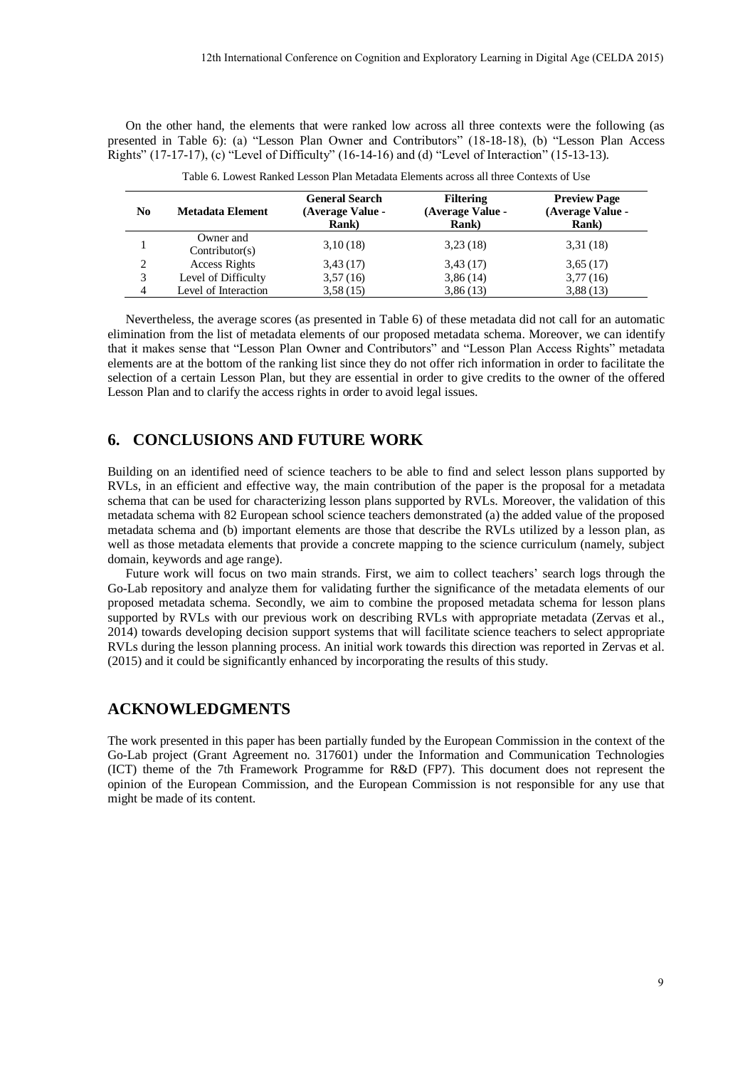On the other hand, the elements that were ranked low across all three contexts were the following (as presented in Table 6): (a) "Lesson Plan Owner and Contributors" (18-18-18), (b) "Lesson Plan Access Rights" (17-17-17), (c) "Level of Difficulty" (16-14-16) and (d) "Level of Interaction" (15-13-13).

Table 6. Lowest Ranked Lesson Plan Metadata Elements across all three Contexts of Use

| No | Metadata Element | General Search (Average Value - Rank) | Filtering (Average Value - Rank) | Preview Page (Average Value - Rank) |
|---|---|---|---|---|
| 1 | Owner and Contributor(s) | 3,10 (18) | 3,23 (18) | 3,31 (18) |
| 2 | Access Rights | 3,43 (17) | 3,43 (17) | 3,65 (17) |
| 3 | Level of Difficulty | 3,57 (16) | 3,86 (14) | 3,77 (16) |
| 4 | Level of Interaction | 3,58 (15) | 3,86 (13) | 3,88 (13) |

Nevertheless, the average scores (as presented in Table 6) of these metadata did not call for an automatic elimination from the list of metadata elements of our proposed metadata schema. Moreover, we can identify that it makes sense that "Lesson Plan Owner and Contributors" and "Lesson Plan Access Rights" metadata elements are at the bottom of the ranking list since they do not offer rich information in order to facilitate the selection of a certain Lesson Plan, but they are essential in order to give credits to the owner of the offered Lesson Plan and to clarify the access rights in order to avoid legal issues.

## 6. CONCLUSIONS AND FUTURE WORK

Building on an identified need of science teachers to be able to find and select lesson plans supported by RVLs, in an efficient and effective way, the main contribution of the paper is the proposal for a metadata schema that can be used for characterizing lesson plans supported by RVLs. Moreover, the validation of this metadata schema with 82 European school science teachers demonstrated (a) the added value of the proposed metadata schema and (b) important elements are those that describe the RVLs utilized by a lesson plan, as well as those metadata elements that provide a concrete mapping to the science curriculum (namely, subject domain, keywords and age range).

Future work will focus on two main strands. First, we aim to collect teachers' search logs through the Go-Lab repository and analyze them for validating further the significance of the metadata elements of our proposed metadata schema. Secondly, we aim to combine the proposed metadata schema for lesson plans supported by RVLs with our previous work on describing RVLs with appropriate metadata (Zervas et al., 2014) towards developing decision support systems that will facilitate science teachers to select appropriate RVLs during the lesson planning process. An initial work towards this direction was reported in Zervas et al. (2015) and it could be significantly enhanced by incorporating the results of this study.

## ACKNOWLEDGMENTS

The work presented in this paper has been partially funded by the European Commission in the context of the Go-Lab project (Grant Agreement no. 317601) under the Information and Communication Technologies (ICT) theme of the 7th Framework Programme for R&D (FP7). This document does not represent the opinion of the European Commission, and the European Commission is not responsible for any use that might be made of its content.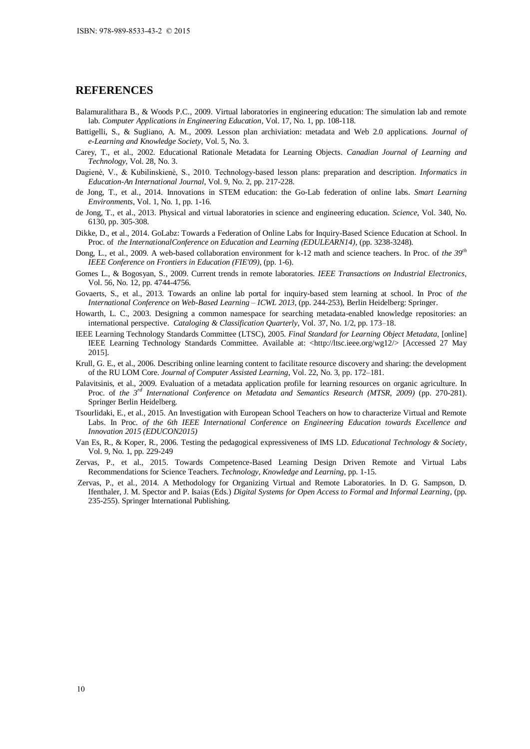## REFERENCES

Balamuralithara B., & Woods P.C., 2009. Virtual laboratories in engineering education: The simulation lab and remote lab. *Computer Applications in Engineering Education*, Vol. 17, No. 1, pp. 108-118.

Battigelli, S., & Sugliano, A. M., 2009. Lesson plan archiviation: metadata and Web 2.0 applications. *Journal of e-Learning and Knowledge Society*, Vol. 5, No. 3.

Carey, T., et al., 2002. Educational Rationale Metadata for Learning Objects. *Canadian Journal of Learning and Technology*, Vol. 28, No. 3.

Dagienė, V., & Kubilinskienė, S., 2010. Technology-based lesson plans: preparation and description. *Informatics in Education-An International Journal*, Vol. 9, No. 2, pp. 217-228.

de Jong, T., et al., 2014. Innovations in STEM education: the Go-Lab federation of online labs. *Smart Learning Environments*, Vol. 1, No. 1, pp. 1-16.

de Jong, T., et al., 2013. Physical and virtual laboratories in science and engineering education. *Science*, Vol. 340, No. 6130, pp. 305-308.

Dikke, D., et al., 2014. GoLabz: Towards a Federation of Online Labs for Inquiry-Based Science Education at School. In Proc. of *the InternationalConference on Education and Learning (EDULEARN14)*, (pp. 3238-3248).

Dong, L., et al., 2009. A web-based collaboration environment for k-12 math and science teachers. In Proc. of *the 39th IEEE Conference on Frontiers in Education (FIE'09)*, (pp. 1-6).

Gomes L., & Bogosyan, S., 2009. Current trends in remote laboratories. *IEEE Transactions on Industrial Electronics*, Vol. 56, No. 12, pp. 4744-4756.

Govaerts, S., et al., 2013. Towards an online lab portal for inquiry-based stem learning at school. In Proc of *the International Conference on Web-Based Learning – ICWL 2013*, (pp. 244-253), Berlin Heidelberg: Springer.

Howarth, L. C., 2003. Designing a common namespace for searching metadata-enabled knowledge repositories: an international perspective. *Cataloging & Classification Quarterly*, Vol. 37, No. 1/2, pp. 173–18.

IEEE Learning Technology Standards Committee (LTSC), 2005. *Final Standard for Learning Object Metadata*, [online] IEEE Learning Technology Standards Committee. Available at: <http://ltsc.ieee.org/wg12/> [Accessed 27 May 2015].

Krull, G. E., et al., 2006. Describing online learning content to facilitate resource discovery and sharing: the development of the RU LOM Core. *Journal of Computer Assisted Learning*, Vol. 22, No. 3, pp. 172–181.

Palavitsinis, et al., 2009. Evaluation of a metadata application profile for learning resources on organic agriculture. In Proc. of *the 3rd International Conference on Metadata and Semantics Research (MTSR, 2009)* (pp. 270-281). Springer Berlin Heidelberg.

Tsourlidaki, E., et al., 2015. An Investigation with European School Teachers on how to characterize Virtual and Remote Labs. In Proc. *of the 6th IEEE International Conference on Engineering Education towards Excellence and Innovation 2015 (EDUCON2015)*

Van Es, R., & Koper, R., 2006. Testing the pedagogical expressiveness of IMS LD. *Educational Technology & Society*, Vol. 9, No. 1, pp. 229-249

Zervas, P., et al., 2015. Towards Competence-Based Learning Design Driven Remote and Virtual Labs Recommendations for Science Teachers. *Technology, Knowledge and Learning*, pp. 1-15.

Zervas, P., et al., 2014. A Methodology for Organizing Virtual and Remote Laboratories. In D. G. Sampson, D. Ifenthaler, J. M. Spector and P. Isaias (Eds.) *Digital Systems for Open Access to Formal and Informal Learning*, (pp. 235-255). Springer International Publishing.